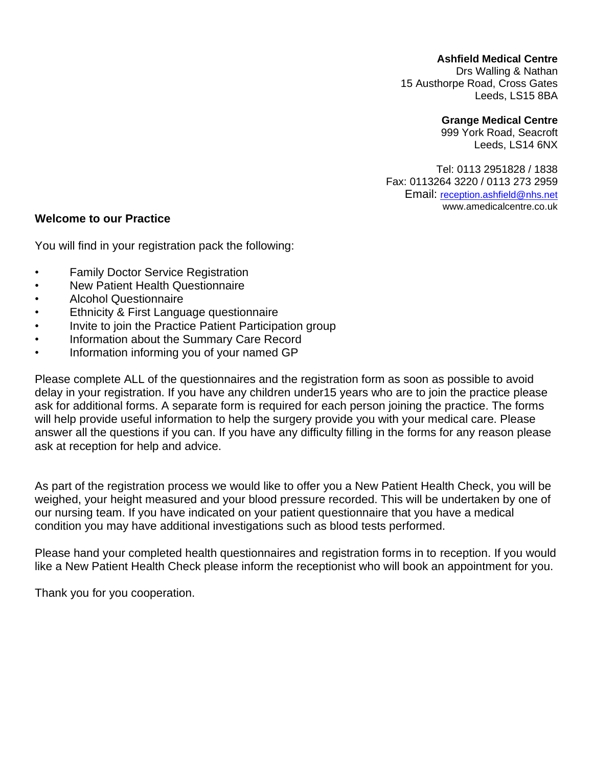**Ashfield Medical Centre**
Drs Walling & Nathan
15 Austhorpe Road, Cross Gates
Leeds, LS15 8BA

**Grange Medical Centre**
999 York Road, Seacroft
Leeds, LS14 6NX

Tel: 0113 2951828 / 1838
Fax: 0113264 3220 / 0113 273 2959
Email: reception.ashfield@nhs.net
www.amedicalcentre.co.uk

**Welcome to our Practice**

You will find in your registration pack the following:

- Family Doctor Service Registration
- New Patient Health Questionnaire
- Alcohol Questionnaire
- Ethnicity & First Language questionnaire
- Invite to join the Practice Patient Participation group
- Information about the Summary Care Record
- Information informing you of your named GP

Please complete ALL of the questionnaires and the registration form as soon as possible to avoid delay in your registration. If you have any children under15 years who are to join the practice please ask for additional forms. A separate form is required for each person joining the practice. The forms will help provide useful information to help the surgery provide you with your medical care. Please answer all the questions if you can. If you have any difficulty filling in the forms for any reason please ask at reception for help and advice.

As part of the registration process we would like to offer you a New Patient Health Check, you will be weighed, your height measured and your blood pressure recorded. This will be undertaken by one of our nursing team. If you have indicated on your patient questionnaire that you have a medical condition you may have additional investigations such as blood tests performed.

Please hand your completed health questionnaires and registration forms in to reception. If you would like a New Patient Health Check please inform the receptionist who will book an appointment for you.

Thank you for you cooperation.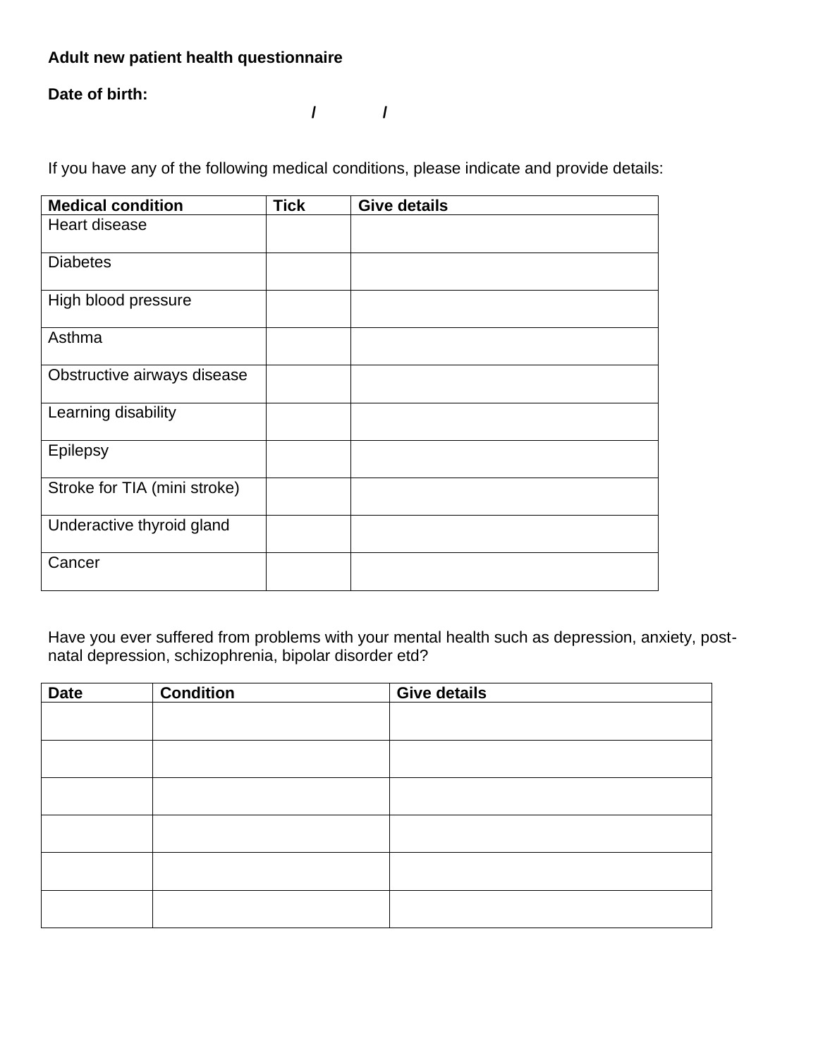**Adult new patient health questionnaire**

**Date of birth:**
**/ /**

If you have any of the following medical conditions, please indicate and provide details:

| Medical condition | Tick | Give details |
|---|---|---|
| Heart disease | | |
| Diabetes | | |
| High blood pressure | | |
| Asthma | | |
| Obstructive airways disease | | |
| Learning disability | | |
| Epilepsy | | |
| Stroke for TIA (mini stroke) | | |
| Underactive thyroid gland | | |
| Cancer | | |

Have you ever suffered from problems with your mental health such as depression, anxiety, post-natal depression, schizophrenia, bipolar disorder etd?

| Date | Condition | Give details |
|---|---|---|
| | | |
| | | |
| | | |
| | | |
| | | |
| | | |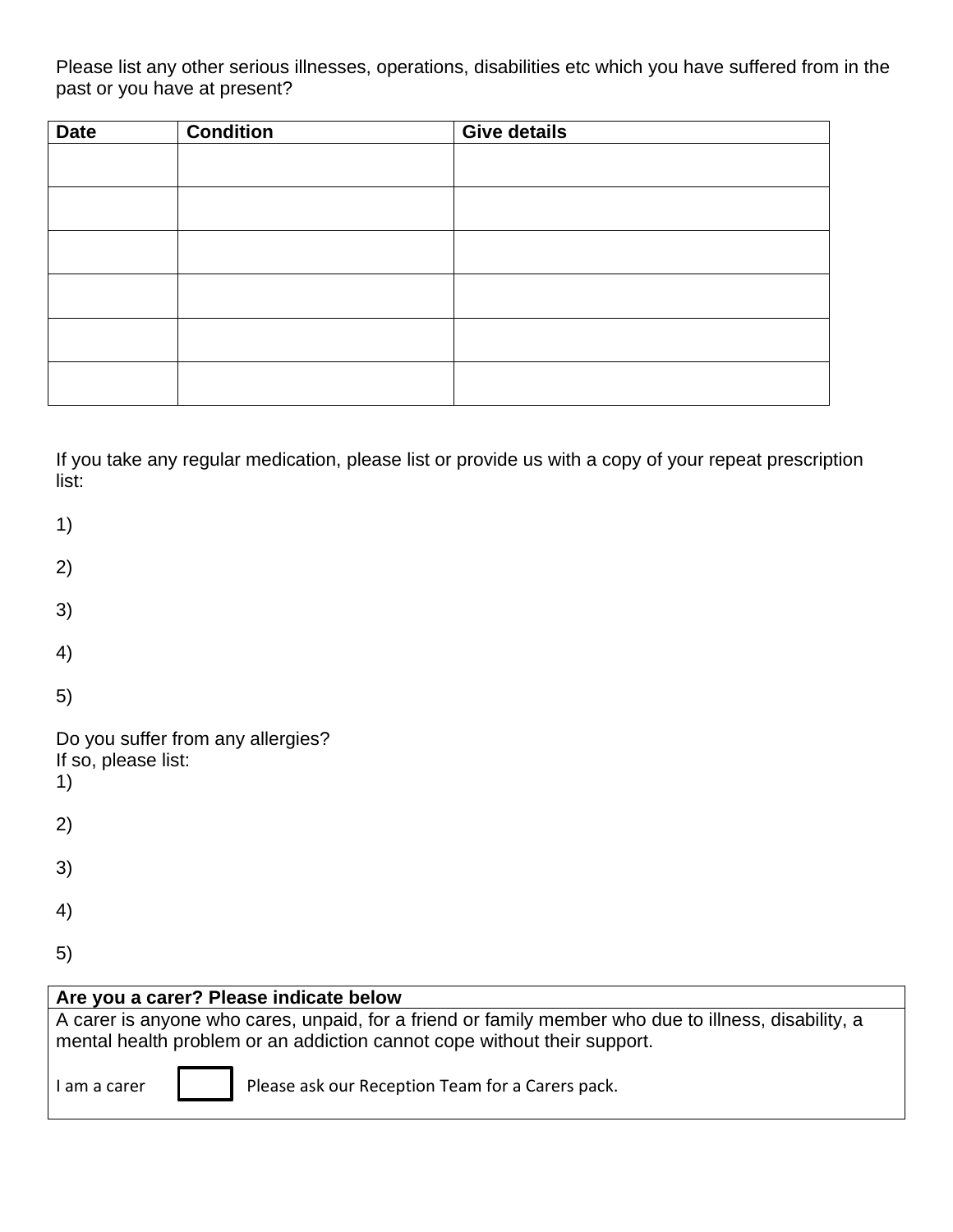Please list any other serious illnesses, operations, disabilities etc which you have suffered from in the past or you have at present?

| Date | Condition | Give details |
|---|---|---|
| | | |
| | | |
| | | |
| | | |
| | | |
| | | |

If you take any regular medication, please list or provide us with a copy of your repeat prescription list:

1)

2)

3)

4)

5)

Do you suffer from any allergies?
If so, please list:

1)

2)

3)

4)

5)

| Are you a carer? Please indicate below |
|---|
| A carer is anyone who cares, unpaid, for a friend or family member who due to illness, disability, a mental health problem or an addiction cannot cope without their support. <br><br> I am a carer ☐ Please ask our Reception Team for a Carers pack. |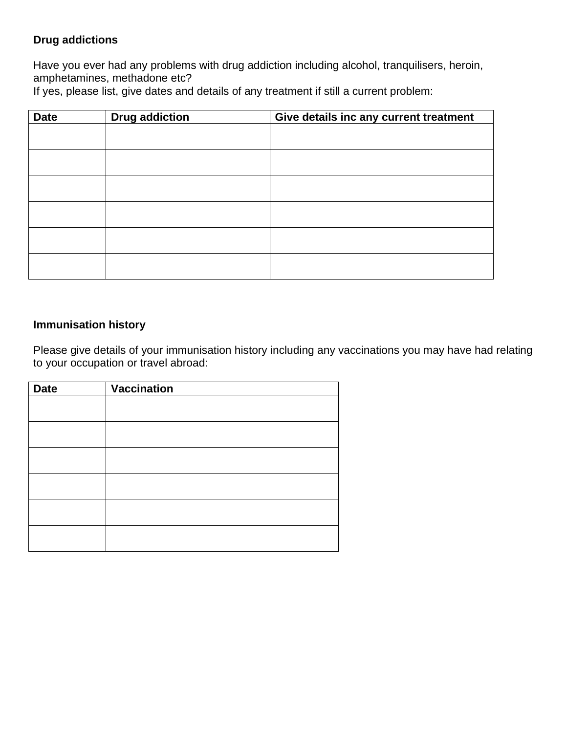**Drug addictions**

Have you ever had any problems with drug addiction including alcohol, tranquilisers, heroin, amphetamines, methadone etc?
If yes, please list, give dates and details of any treatment if still a current problem:

| Date | Drug addiction | Give details inc any current treatment |
|---|---|---|
| | | |
| | | |
| | | |
| | | |
| | | |
| | | |

**Immunisation history**

Please give details of your immunisation history including any vaccinations you may have had relating to your occupation or travel abroad:

| Date | Vaccination |
|---|---|
| | |
| | |
| | |
| | |
| | |
| | |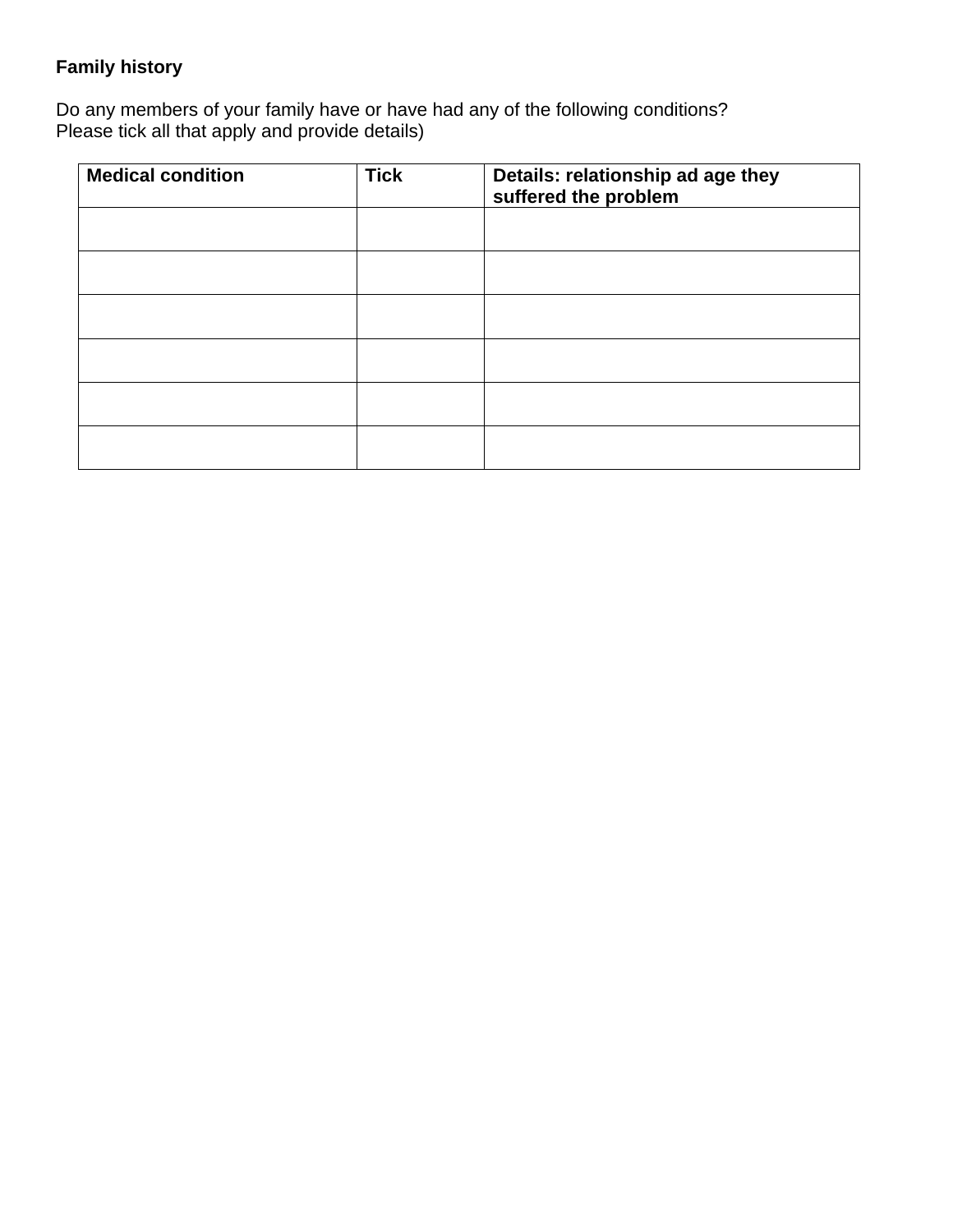**Family history**

Do any members of your family have or have had any of the following conditions?
Please tick all that apply and provide details)

| Medical condition | Tick | Details: relationship ad age they suffered the problem |
|---|---|---|
| | | |
| | | |
| | | |
| | | |
| | | |
| | | |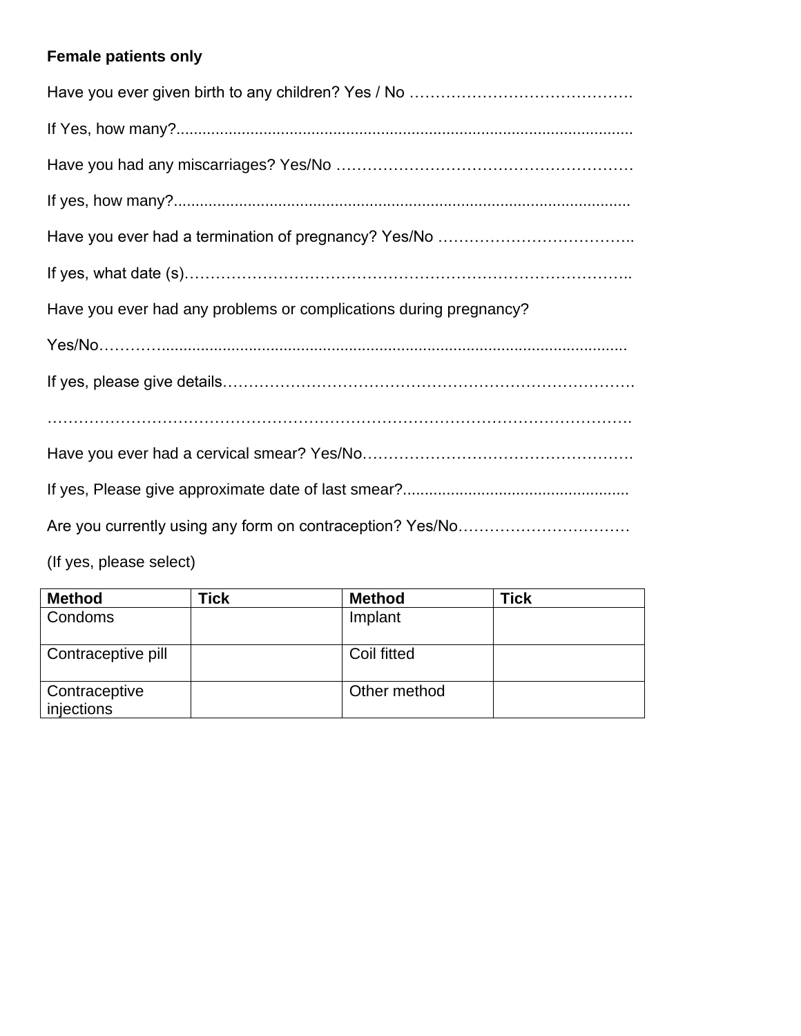**Female patients only**

Have you ever given birth to any children? Yes / No …………………………………….

If Yes, how many?.......................................................................................................

Have you had any miscarriages? Yes/No ………………………………………………

If yes, how many?.......................................................................................................

Have you ever had a termination of pregnancy? Yes/No ………………………………..

If yes, what date (s)………………………………………………………………………..

Have you ever had any problems or complications during pregnancy?

Yes/No………...........................................................................................................

If yes, please give details…………………………………………………………………….

……………………………………………………………………………………………………

Have you ever had a cervical smear? Yes/No…………………………………………….

If yes, Please give approximate date of last smear?...................................................

Are you currently using any form on contraception? Yes/No……………………………

(If yes, please select)

| Method | Tick | Method | Tick |
|---|---|---|---|
| Condoms | | Implant | |
| Contraceptive pill | | Coil fitted | |
| Contraceptive injections | | Other method | |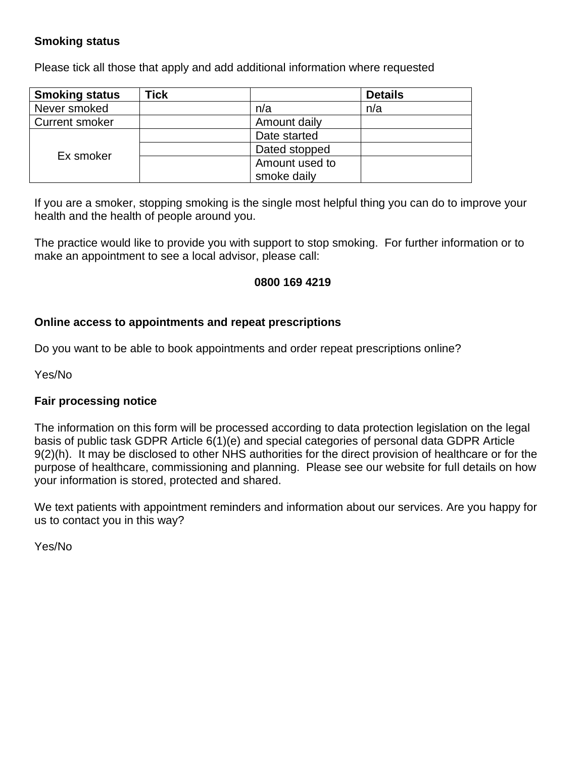**Smoking status**

Please tick all those that apply and add additional information where requested

| Smoking status | Tick | | Details |
|---|---|---|---|
| Never smoked | | n/a | n/a |
| Current smoker | | Amount daily | |
| Ex smoker | | Date started | |
| | | Dated stopped | |
| | | Amount used to smoke daily | |

If you are a smoker, stopping smoking is the single most helpful thing you can do to improve your health and the health of people around you.

The practice would like to provide you with support to stop smoking. For further information or to make an appointment to see a local advisor, please call:

**0800 169 4219**

**Online access to appointments and repeat prescriptions**

Do you want to be able to book appointments and order repeat prescriptions online?

Yes/No

**Fair processing notice**

The information on this form will be processed according to data protection legislation on the legal basis of public task GDPR Article 6(1)(e) and special categories of personal data GDPR Article 9(2)(h). It may be disclosed to other NHS authorities for the direct provision of healthcare or for the purpose of healthcare, commissioning and planning. Please see our website for full details on how your information is stored, protected and shared.

We text patients with appointment reminders and information about our services. Are you happy for us to contact you in this way?

Yes/No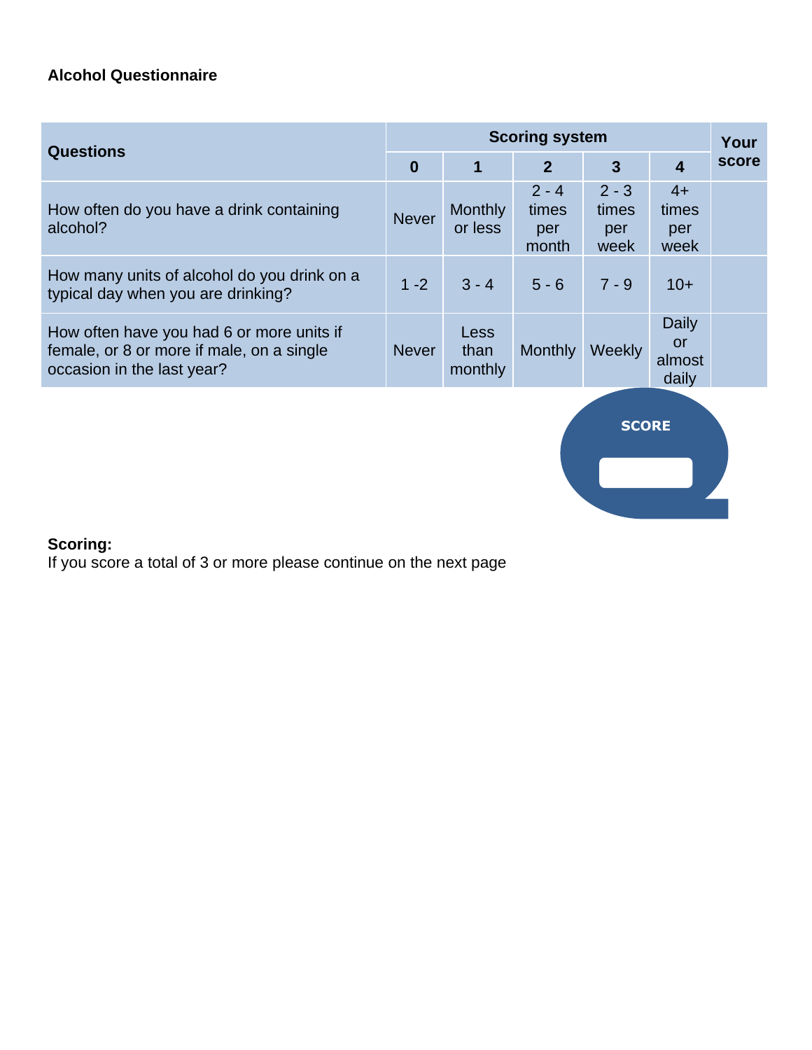**Alcohol Questionnaire**

| Questions | Scoring system | | | | | Your score |
|---|---|---|---|---|---|---|
| | 0 | 1 | 2 | 3 | 4 | |
| How often do you have a drink containing alcohol? | Never | Monthly or less | 2 - 4 times per month | 2 - 3 times per week | 4+ times per week | |
| How many units of alcohol do you drink on a typical day when you are drinking? | 1 -2 | 3 - 4 | 5 - 6 | 7 - 9 | 10+ | |
| How often have you had 6 or more units if female, or 8 or more if male, on a single occasion in the last year? | Never | Less than monthly | Monthly | Weekly | Daily or almost daily | |

SCORE

**Scoring:**
If you score a total of 3 or more please continue on the next page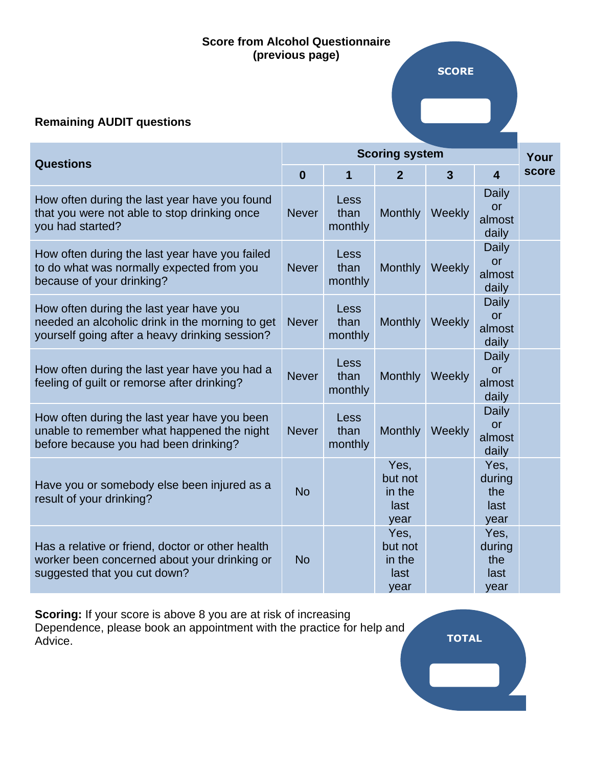**Score from Alcohol Questionnaire (previous page)**

SCORE

**Remaining AUDIT questions**

| Questions | Scoring system | | | | | Your score |
|---|---|---|---|---|---|---|
| | **0** | **1** | **2** | **3** | **4** | |
| How often during the last year have you found that you were not able to stop drinking once you had started? | Never | Less than monthly | Monthly | Weekly | Daily or almost daily | |
| How often during the last year have you failed to do what was normally expected from you because of your drinking? | Never | Less than monthly | Monthly | Weekly | Daily or almost daily | |
| How often during the last year have you needed an alcoholic drink in the morning to get yourself going after a heavy drinking session? | Never | Less than monthly | Monthly | Weekly | Daily or almost daily | |
| How often during the last year have you had a feeling of guilt or remorse after drinking? | Never | Less than monthly | Monthly | Weekly | Daily or almost daily | |
| How often during the last year have you been unable to remember what happened the night before because you had been drinking? | Never | Less than monthly | Monthly | Weekly | Daily or almost daily | |
| Have you or somebody else been injured as a result of your drinking? | No | | Yes, but not in the last year | | Yes, during the last year | |
| Has a relative or friend, doctor or other health worker been concerned about your drinking or suggested that you cut down? | No | | Yes, but not in the last year | | Yes, during the last year | |

**Scoring:** If your score is above 8 you are at risk of increasing Dependence, please book an appointment with the practice for help and Advice.

TOTAL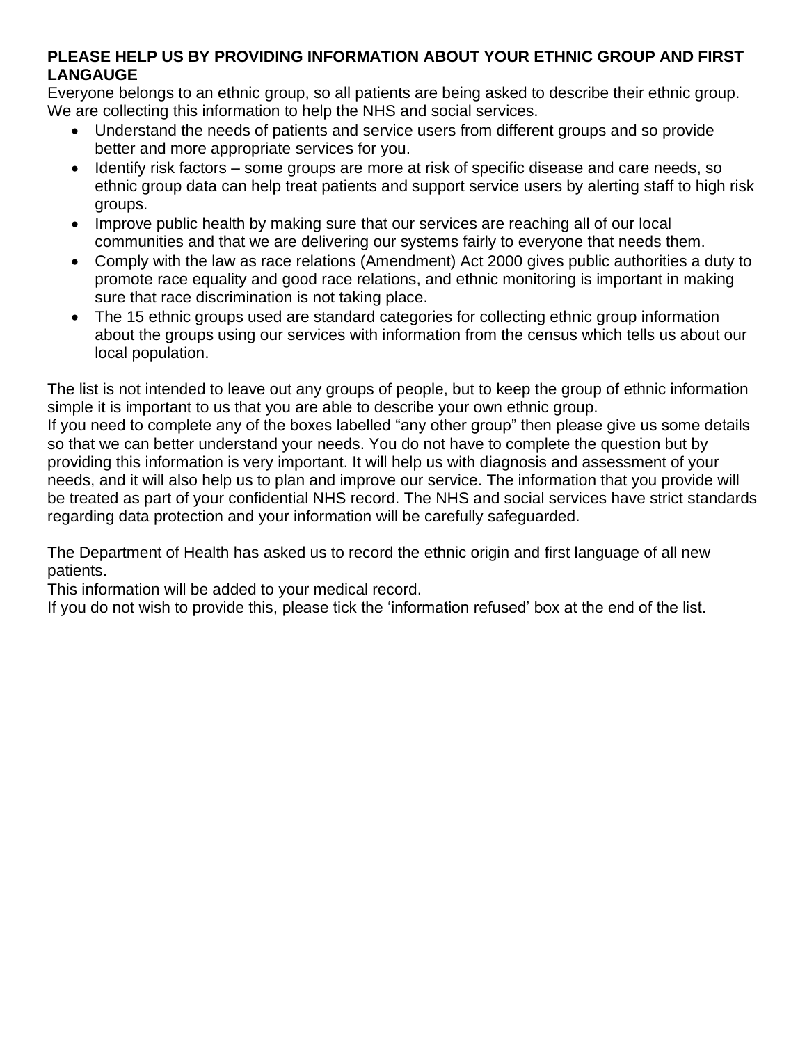**PLEASE HELP US BY PROVIDING INFORMATION ABOUT YOUR ETHNIC GROUP AND FIRST LANGAUGE**

Everyone belongs to an ethnic group, so all patients are being asked to describe their ethnic group. We are collecting this information to help the NHS and social services.

- Understand the needs of patients and service users from different groups and so provide better and more appropriate services for you.
- Identify risk factors – some groups are more at risk of specific disease and care needs, so ethnic group data can help treat patients and support service users by alerting staff to high risk groups.
- Improve public health by making sure that our services are reaching all of our local communities and that we are delivering our systems fairly to everyone that needs them.
- Comply with the law as race relations (Amendment) Act 2000 gives public authorities a duty to promote race equality and good race relations, and ethnic monitoring is important in making sure that race discrimination is not taking place.
- The 15 ethnic groups used are standard categories for collecting ethnic group information about the groups using our services with information from the census which tells us about our local population.

The list is not intended to leave out any groups of people, but to keep the group of ethnic information simple it is important to us that you are able to describe your own ethnic group.
If you need to complete any of the boxes labelled “any other group” then please give us some details so that we can better understand your needs. You do not have to complete the question but by providing this information is very important. It will help us with diagnosis and assessment of your needs, and it will also help us to plan and improve our service. The information that you provide will be treated as part of your confidential NHS record. The NHS and social services have strict standards regarding data protection and your information will be carefully safeguarded.

The Department of Health has asked us to record the ethnic origin and first language of all new patients.
This information will be added to your medical record.
If you do not wish to provide this, please tick the ‘information refused’ box at the end of the list.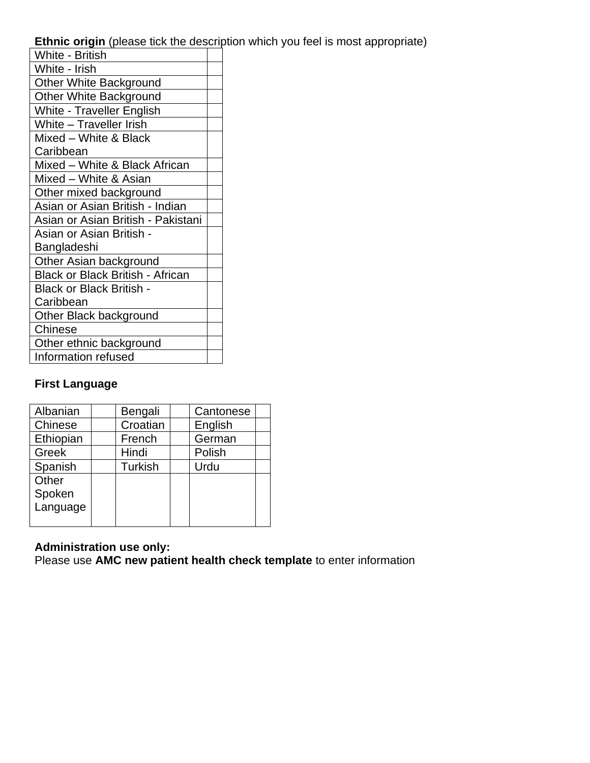**Ethnic origin** (please tick the description which you feel is most appropriate)

| | |
|---|---|
| White - British | |
| White - Irish | |
| Other White Background | |
| Other White Background | |
| White - Traveller English | |
| White – Traveller Irish | |
| Mixed – White & Black Caribbean | |
| Mixed – White & Black African | |
| Mixed – White & Asian | |
| Other mixed background | |
| Asian or Asian British - Indian | |
| Asian or Asian British - Pakistani | |
| Asian or Asian British - Bangladeshi | |
| Other Asian background | |
| Black or Black British - African | |
| Black or Black British - Caribbean | |
| Other Black background | |
| Chinese | |
| Other ethnic background | |
| Information refused | |

**First Language**

| | | | | | |
|---|---|---|---|---|---|
| Albanian | | Bengali | | Cantonese | |
| Chinese | | Croatian | | English | |
| Ethiopian | | French | | German | |
| Greek | | Hindi | | Polish | |
| Spanish | | Turkish | | Urdu | |
| Other Spoken Language | | | | | |

**Administration use only:**
Please use **AMC new patient health check template** to enter information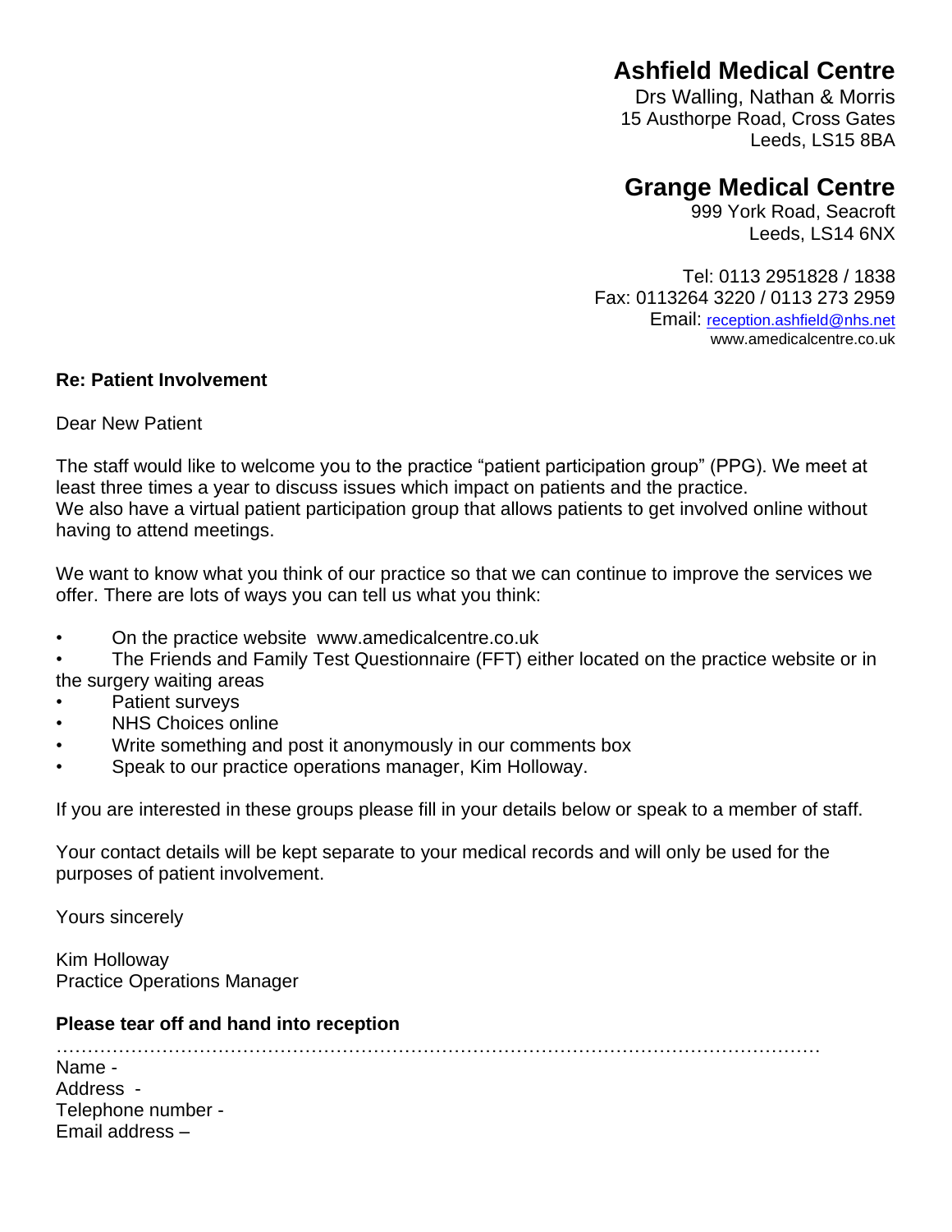**Ashfield Medical Centre**
Drs Walling, Nathan & Morris
15 Austhorpe Road, Cross Gates
Leeds, LS15 8BA

**Grange Medical Centre**
999 York Road, Seacroft
Leeds, LS14 6NX

Tel: 0113 2951828 / 1838
Fax: 0113264 3220 / 0113 273 2959
Email: reception.ashfield@nhs.net
www.amedicalcentre.co.uk

**Re: Patient Involvement**

Dear New Patient

The staff would like to welcome you to the practice "patient participation group" (PPG). We meet at least three times a year to discuss issues which impact on patients and the practice.
We also have a virtual patient participation group that allows patients to get involved online without having to attend meetings.

We want to know what you think of our practice so that we can continue to improve the services we offer. There are lots of ways you can tell us what you think:

- On the practice website www.amedicalcentre.co.uk
- The Friends and Family Test Questionnaire (FFT) either located on the practice website or in the surgery waiting areas
- Patient surveys
- NHS Choices online
- Write something and post it anonymously in our comments box
- Speak to our practice operations manager, Kim Holloway.

If you are interested in these groups please fill in your details below or speak to a member of staff.

Your contact details will be kept separate to your medical records and will only be used for the purposes of patient involvement.

Yours sincerely

Kim Holloway
Practice Operations Manager

**Please tear off and hand into reception**

…………………………………………………………………………………………………………

Name -
Address -
Telephone number -
Email address –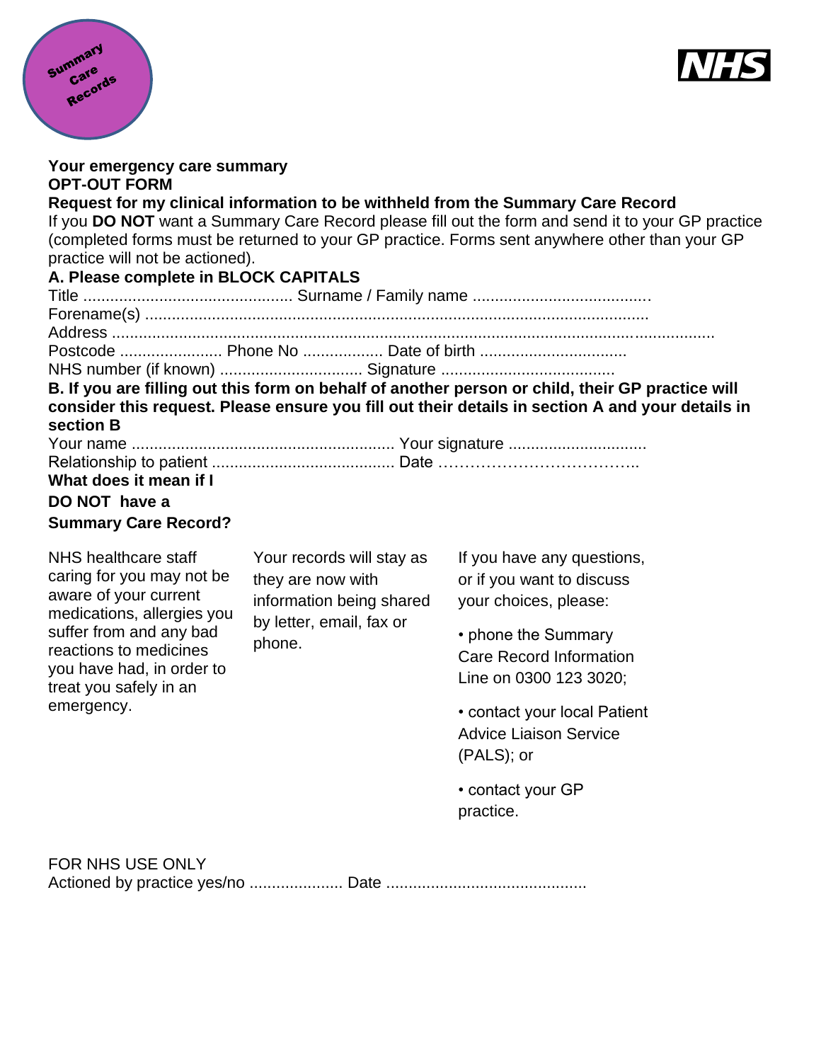Summary Care Records

NHS

**Your emergency care summary**
**OPT-OUT FORM**

**Request for my clinical information to be withheld from the Summary Care Record**

If you **DO NOT** want a Summary Care Record please fill out the form and send it to your GP practice (completed forms must be returned to your GP practice. Forms sent anywhere other than your GP practice will not be actioned).

**A. Please complete in BLOCK CAPITALS**

Title ............................................... Surname / Family name ........................................

Forename(s) .................................................................................................................

Address ..........................................................................................................................

Postcode ....................... Phone No .................. Date of birth .................................

NHS number (if known) ................................ Signature ......................................

**B. If you are filling out this form on behalf of another person or child, their GP practice will consider this request. Please ensure you fill out their details in section A and your details in section B**

Your name ........................................................... Your signature ...............................

Relationship to patient ......................................... Date ………………………………..

**What does it mean if I DO NOT have a Summary Care Record?**

NHS healthcare staff caring for you may not be aware of your current medications, allergies you suffer from and any bad reactions to medicines you have had, in order to treat you safely in an emergency.

Your records will stay as they are now with information being shared by letter, email, fax or phone.

If you have any questions, or if you want to discuss your choices, please:

- phone the Summary Care Record Information Line on 0300 123 3020;
- contact your local Patient Advice Liaison Service (PALS); or
- contact your GP practice.

FOR NHS USE ONLY

Actioned by practice yes/no .................... Date .............................................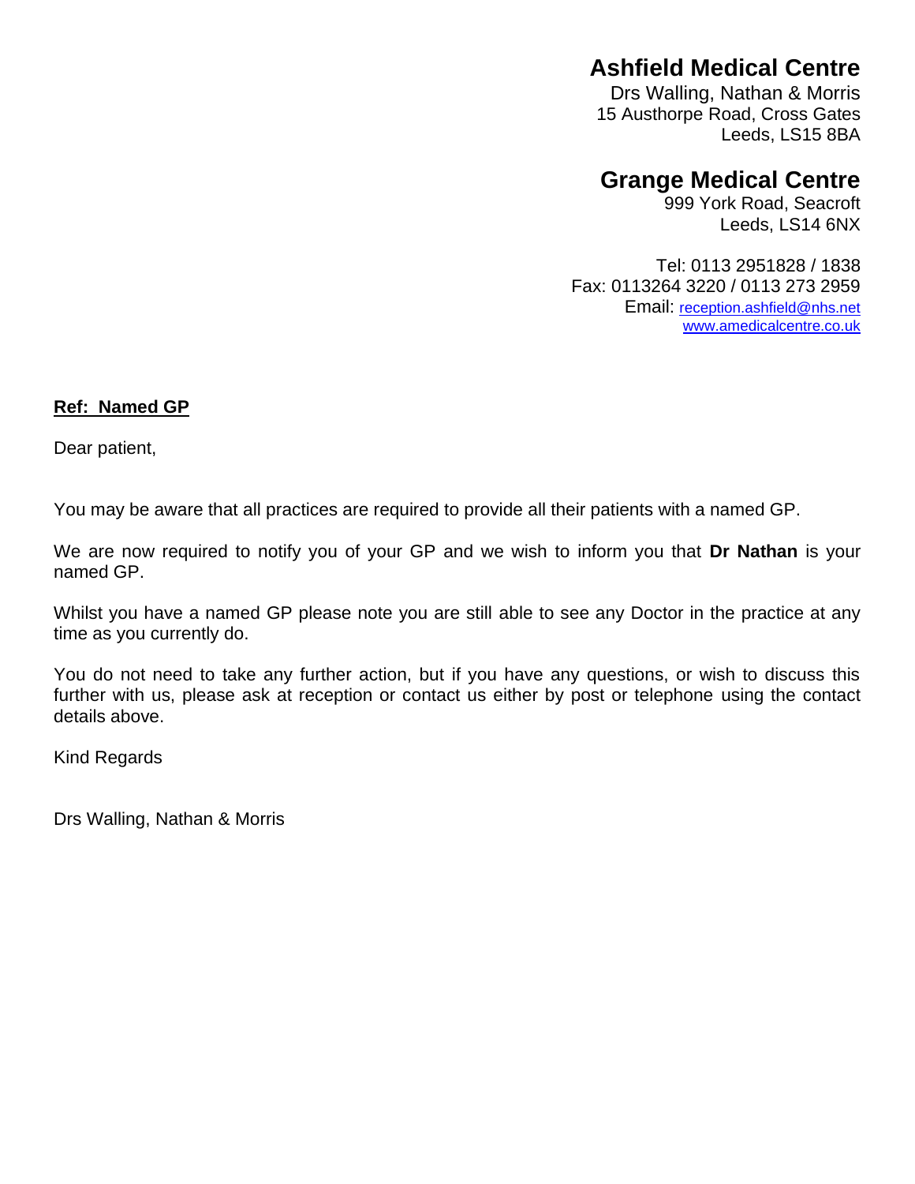# Ashfield Medical Centre

Drs Walling, Nathan & Morris
15 Austhorpe Road, Cross Gates
Leeds, LS15 8BA

# Grange Medical Centre

999 York Road, Seacroft
Leeds, LS14 6NX

Tel: 0113 2951828 / 1838
Fax: 0113264 3220 / 0113 273 2959
Email: reception.ashfield@nhs.net
www.amedicalcentre.co.uk

**Ref: Named GP**

Dear patient,

You may be aware that all practices are required to provide all their patients with a named GP.

We are now required to notify you of your GP and we wish to inform you that **Dr Nathan** is your named GP.

Whilst you have a named GP please note you are still able to see any Doctor in the practice at any time as you currently do.

You do not need to take any further action, but if you have any questions, or wish to discuss this further with us, please ask at reception or contact us either by post or telephone using the contact details above.

Kind Regards

Drs Walling, Nathan & Morris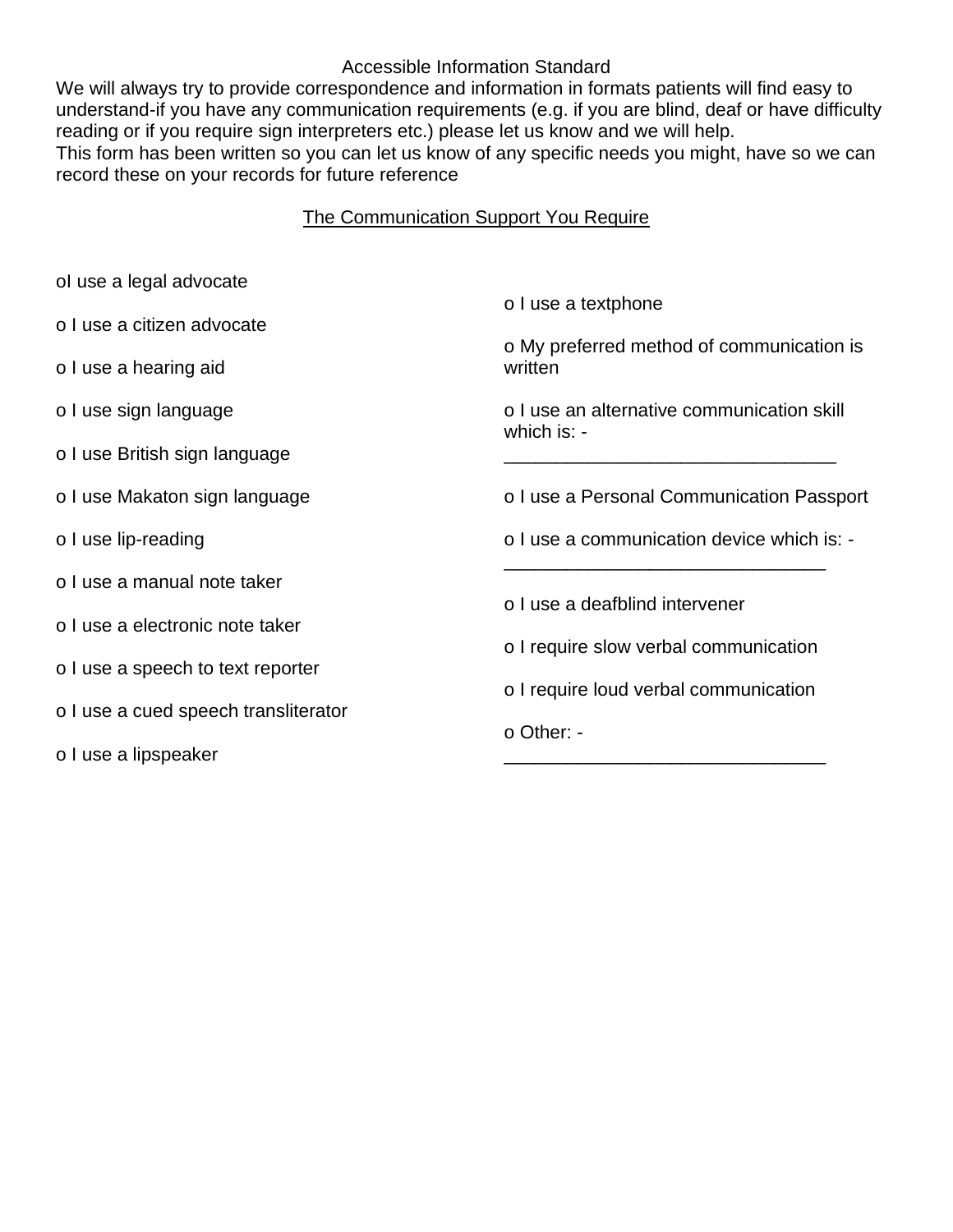# Accessible Information Standard

We will always try to provide correspondence and information in formats patients will find easy to understand-if you have any communication requirements (e.g. if you are blind, deaf or have difficulty reading or if you require sign interpreters etc.) please let us know and we will help.
This form has been written so you can let us know of any specific needs you might, have so we can record these on your records for future reference

<u>The Communication Support You Require</u>

- oI use a legal advocate
- o I use a citizen advocate
- o I use a hearing aid
- o I use sign language
- o I use British sign language
- o I use Makaton sign language
- o I use lip-reading
- o I use a manual note taker
- o I use a electronic note taker
- o I use a speech to text reporter
- o I use a cued speech transliterator
- o I use a lipspeaker
- o I use a textphone
- o My preferred method of communication is written
- o I use an alternative communication skill which is: - _______________________________
- o I use a Personal Communication Passport
- o I use a communication device which is: - ______________________________
- o I use a deafblind intervener
- o I require slow verbal communication
- o I require loud verbal communication
- o Other: - ______________________________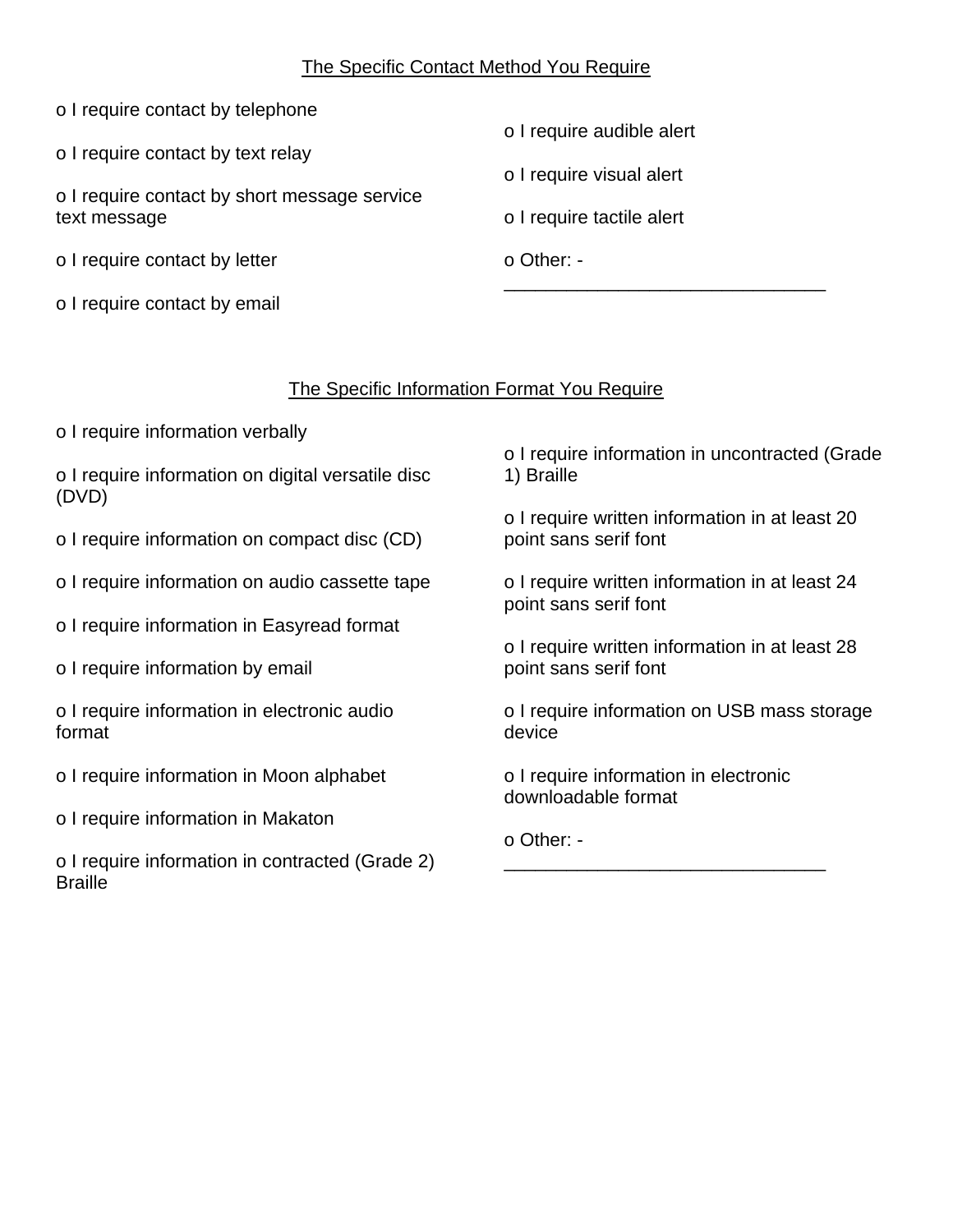<u>The Specific Contact Method You Require</u>

o I require contact by telephone

o I require contact by text relay

o I require contact by short message service text message

o I require contact by letter

o I require contact by email

o I require audible alert

o I require visual alert

o I require tactile alert

o Other: - _______________________________

<u>The Specific Information Format You Require</u>

o I require information verbally

o I require information on digital versatile disc (DVD)

o I require information on compact disc (CD)

o I require information on audio cassette tape

o I require information in Easyread format

o I require information by email

o I require information in electronic audio format

o I require information in Moon alphabet

o I require information in Makaton

o I require information in contracted (Grade 2) Braille

o I require information in uncontracted (Grade 1) Braille

o I require written information in at least 20 point sans serif font

o I require written information in at least 24 point sans serif font

o I require written information in at least 28 point sans serif font

o I require information on USB mass storage device

o I require information in electronic downloadable format

o Other: - _______________________________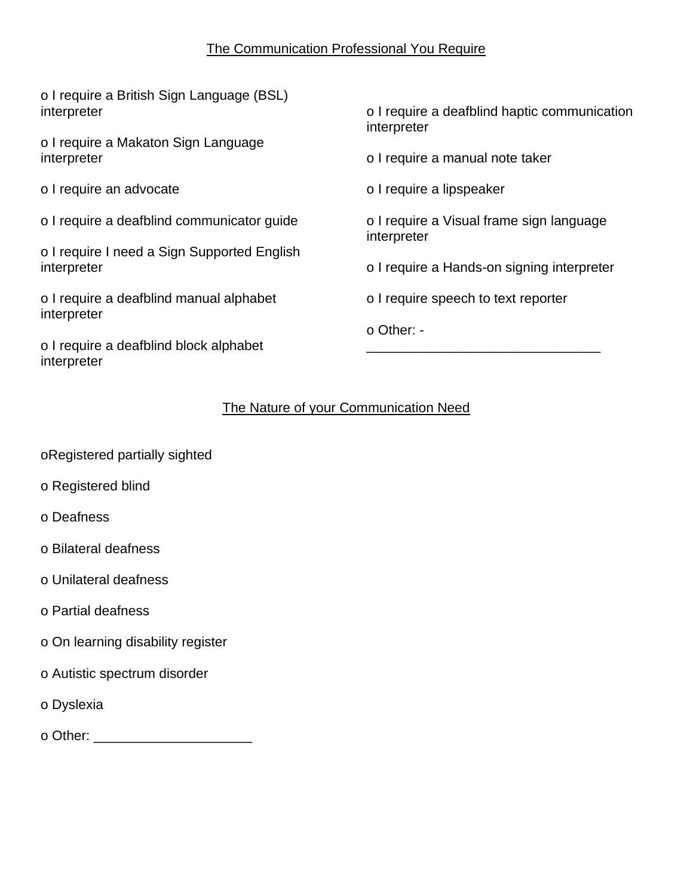The Communication Professional You Require

o I require a British Sign Language (BSL) interpreter

o I require a Makaton Sign Language interpreter

o I require an advocate

o I require a deafblind communicator guide

o I require I need a Sign Supported English interpreter

o I require a deafblind manual alphabet interpreter

o I require a deafblind block alphabet interpreter

o I require a deafblind haptic communication interpreter

o I require a manual note taker

o I require a lipspeaker

o I require a Visual frame sign language interpreter

o I require a Hands-on signing interpreter

o I require speech to text reporter

o Other: - _______________________________

The Nature of your Communication Need

oRegistered partially sighted

o Registered blind

o Deafness

o Bilateral deafness

o Unilateral deafness

o Partial deafness

o On learning disability register

o Autistic spectrum disorder

o Dyslexia

o Other: _____________________